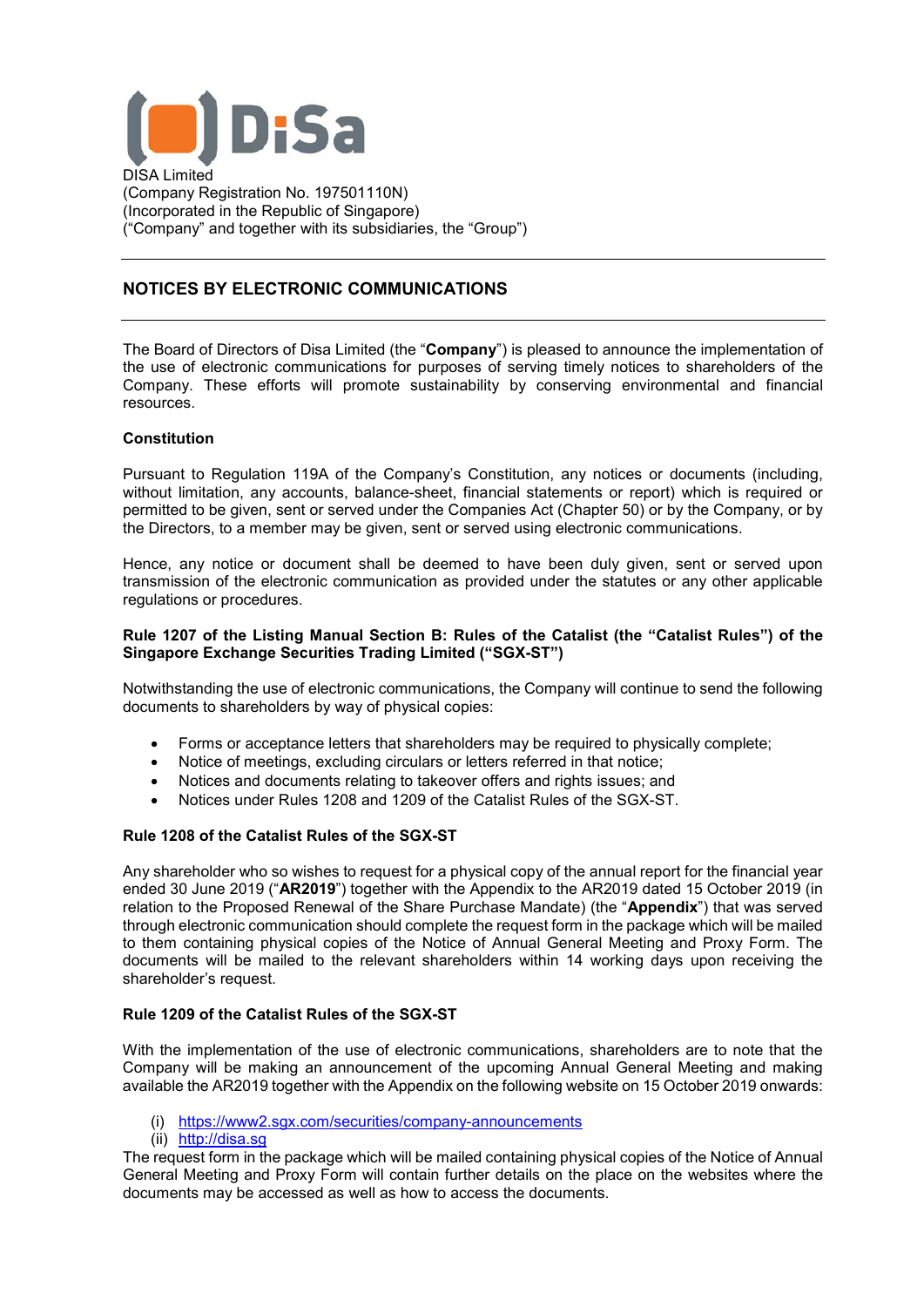DiSa

DISA Limited
(Company Registration No. 197501110N)
(Incorporated in the Republic of Singapore)
("Company" and together with its subsidiaries, the "Group")

---

## NOTICES BY ELECTRONIC COMMUNICATIONS

---

The Board of Directors of Disa Limited (the "**Company**") is pleased to announce the implementation of the use of electronic communications for purposes of serving timely notices to shareholders of the Company. These efforts will promote sustainability by conserving environmental and financial resources.

**Constitution**

Pursuant to Regulation 119A of the Company's Constitution, any notices or documents (including, without limitation, any accounts, balance-sheet, financial statements or report) which is required or permitted to be given, sent or served under the Companies Act (Chapter 50) or by the Company, or by the Directors, to a member may be given, sent or served using electronic communications.

Hence, any notice or document shall be deemed to have been duly given, sent or served upon transmission of the electronic communication as provided under the statutes or any other applicable regulations or procedures.

**Rule 1207 of the Listing Manual Section B: Rules of the Catalist (the "Catalist Rules") of the Singapore Exchange Securities Trading Limited ("SGX-ST")**

Notwithstanding the use of electronic communications, the Company will continue to send the following documents to shareholders by way of physical copies:

- Forms or acceptance letters that shareholders may be required to physically complete;
- Notice of meetings, excluding circulars or letters referred in that notice;
- Notices and documents relating to takeover offers and rights issues; and
- Notices under Rules 1208 and 1209 of the Catalist Rules of the SGX-ST.

**Rule 1208 of the Catalist Rules of the SGX-ST**

Any shareholder who so wishes to request for a physical copy of the annual report for the financial year ended 30 June 2019 ("**AR2019**") together with the Appendix to the AR2019 dated 15 October 2019 (in relation to the Proposed Renewal of the Share Purchase Mandate) (the "**Appendix**") that was served through electronic communication should complete the request form in the package which will be mailed to them containing physical copies of the Notice of Annual General Meeting and Proxy Form. The documents will be mailed to the relevant shareholders within 14 working days upon receiving the shareholder's request.

**Rule 1209 of the Catalist Rules of the SGX-ST**

With the implementation of the use of electronic communications, shareholders are to note that the Company will be making an announcement of the upcoming Annual General Meeting and making available the AR2019 together with the Appendix on the following website on 15 October 2019 onwards:

(i) https://www2.sgx.com/securities/company-announcements
(ii) http://disa.sg

The request form in the package which will be mailed containing physical copies of the Notice of Annual General Meeting and Proxy Form will contain further details on the place on the websites where the documents may be accessed as well as how to access the documents.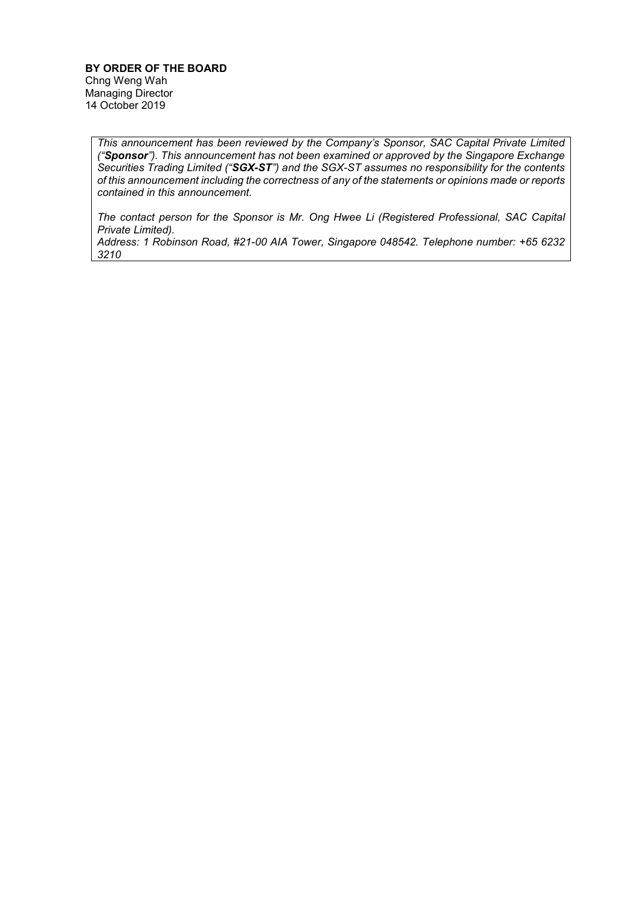**BY ORDER OF THE BOARD**
Chng Weng Wah
Managing Director
14 October 2019

*This announcement has been reviewed by the Company's Sponsor, SAC Capital Private Limited ("**Sponsor**"). This announcement has not been examined or approved by the Singapore Exchange Securities Trading Limited ("**SGX-ST**") and the SGX-ST assumes no responsibility for the contents of this announcement including the correctness of any of the statements or opinions made or reports contained in this announcement.*

*The contact person for the Sponsor is Mr. Ong Hwee Li (Registered Professional, SAC Capital Private Limited).*
*Address: 1 Robinson Road, #21-00 AIA Tower, Singapore 048542. Telephone number: +65 6232 3210*